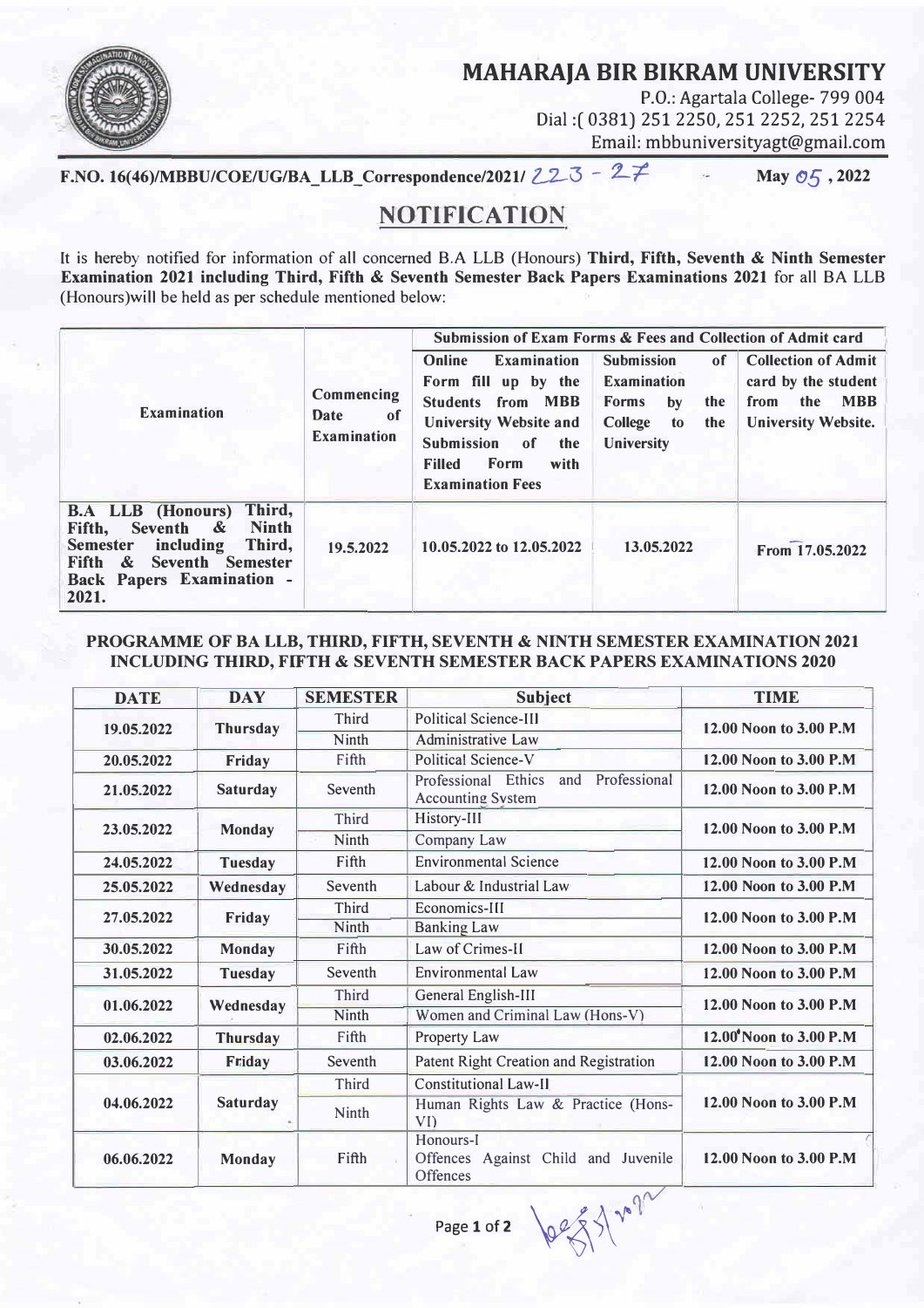# MAHARAJA BIR BIKRAM UNIVERSITY

P.O.: Agartala College- 799 004
Dial :( 0381) 251 2250, 251 2252, 251 2254
Email: mbbuniversityagt@gmail.com

**F.NO. 16(46)/MBBU/COE/UG/BA_LLB_Correspondence/2021/ 223 - 27** **May 05 , 2022**

## NOTIFICATION

It is hereby notified for information of all concerned B.A LLB (Honours) **Third, Fifth, Seventh & Ninth Semester Examination 2021 including Third, Fifth & Seventh Semester Back Papers Examinations 2021** for all BA LLB (Honours)will be held as per schedule mentioned below:

| **Examination** | **Commencing Date of Examination** | **Submission of Exam Forms & Fees and Collection of Admit card** | | |
|---|---|---|---|---|
| | | **Online Examination Form fill up by the Students from MBB University Website and Submission of the Filled Form with Examination Fees** | **Submission of Examination Forms by the College to the University** | **Collection of Admit card by the student from the MBB University Website.** |
| **B.A LLB (Honours) Third, Fifth, Seventh & Ninth Semester including Third, Fifth & Seventh Semester Back Papers Examination - 2021.** | **19.5.2022** | **10.05.2022 to 12.05.2022** | **13.05.2022** | **From 17.05.2022** |

### PROGRAMME OF BA LLB, THIRD, FIFTH, SEVENTH & NINTH SEMESTER EXAMINATION 2021 INCLUDING THIRD, FIFTH & SEVENTH SEMESTER BACK PAPERS EXAMINATIONS 2020

| DATE | DAY | SEMESTER | Subject | TIME |
|---|---|---|---|---|
| **19.05.2022** | **Thursday** | Third | Political Science-III | **12.00 Noon to 3.00 P.M** |
| | | Ninth | Administrative Law | |
| **20.05.2022** | **Friday** | Fifth | Political Science-V | **12.00 Noon to 3.00 P.M** |
| **21.05.2022** | **Saturday** | Seventh | Professional Ethics and Professional Accounting System | **12.00 Noon to 3.00 P.M** |
| **23.05.2022** | **Monday** | Third | History-III | **12.00 Noon to 3.00 P.M** |
| | | Ninth | Company Law | |
| **24.05.2022** | **Tuesday** | Fifth | Environmental Science | **12.00 Noon to 3.00 P.M** |
| **25.05.2022** | **Wednesday** | Seventh | Labour & Industrial Law | **12.00 Noon to 3.00 P.M** |
| **27.05.2022** | **Friday** | Third | Economics-III | **12.00 Noon to 3.00 P.M** |
| | | Ninth | Banking Law | |
| **30.05.2022** | **Monday** | Fifth | Law of Crimes-II | **12.00 Noon to 3.00 P.M** |
| **31.05.2022** | **Tuesday** | Seventh | Environmental Law | **12.00 Noon to 3.00 P.M** |
| **01.06.2022** | **Wednesday** | Third | General English-III | **12.00 Noon to 3.00 P.M** |
| | | Ninth | Women and Criminal Law (Hons-V) | |
| **02.06.2022** | **Thursday** | Fifth | Property Law | **12.00 Noon to 3.00 P.M** |
| **03.06.2022** | **Friday** | Seventh | Patent Right Creation and Registration | **12.00 Noon to 3.00 P.M** |
| **04.06.2022** | **Saturday** | Third | Constitutional Law-II | **12.00 Noon to 3.00 P.M** |
| | | Ninth | Human Rights Law & Practice (Hons-VI) | |
| **06.06.2022** | **Monday** | Fifth | Honours-I<br>Offences Against Child and Juvenile Offences | **12.00 Noon to 3.00 P.M** |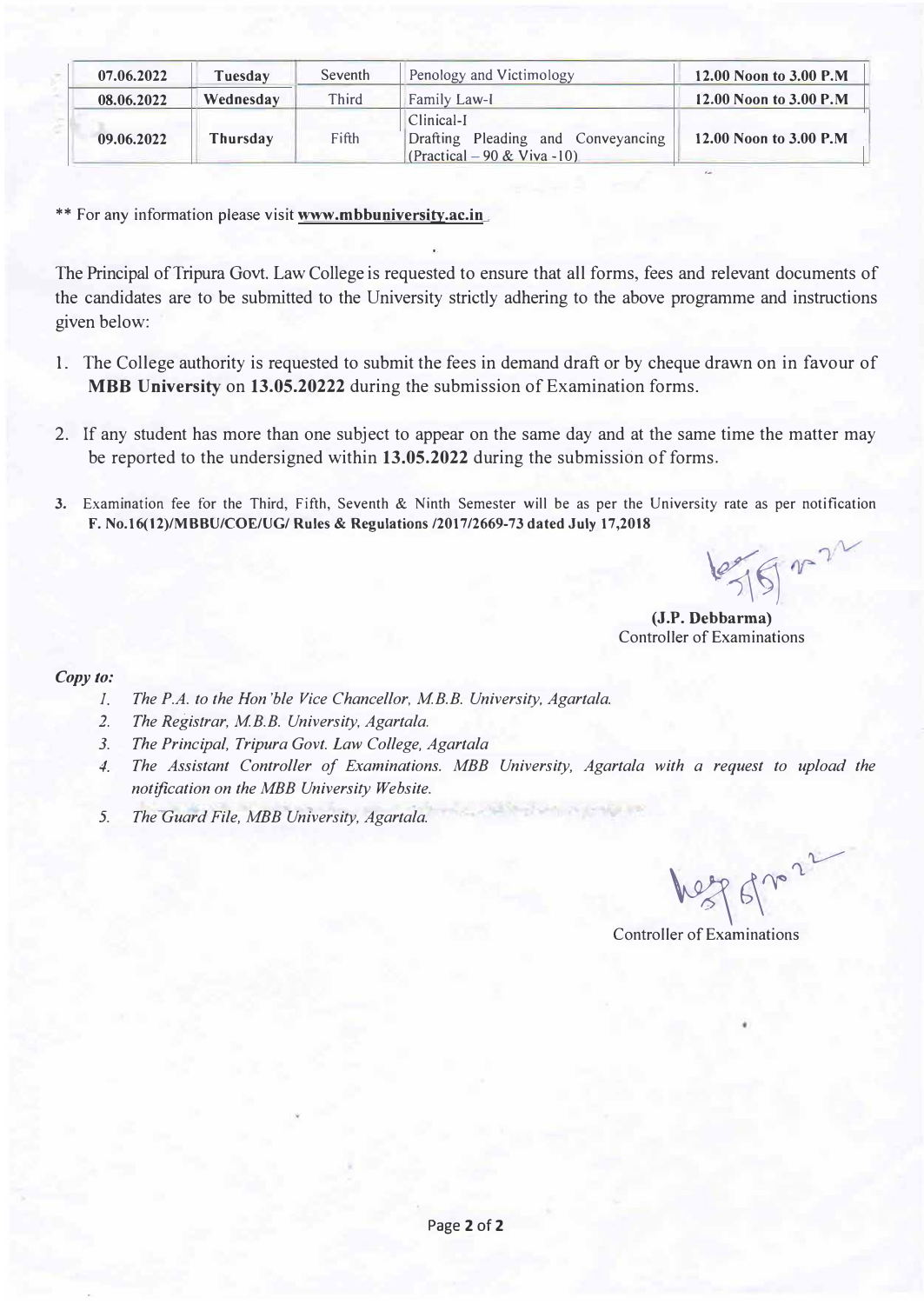| | | | | |
|---|---|---|---|---|
| **07.06.2022** | **Tuesday** | Seventh | Penology and Victimology | **12.00 Noon to 3.00 P.M** |
| **08.06.2022** | **Wednesday** | Third | Family Law-I | **12.00 Noon to 3.00 P.M** |
| **09.06.2022** | **Thursday** | Fifth | Clinical-I Drafting Pleading and Conveyancing (Practical – 90 & Viva -10) | **12.00 Noon to 3.00 P.M** |

** For any information please visit **www.mbbuniversity.ac.in**

The Principal of Tripura Govt. Law College is requested to ensure that all forms, fees and relevant documents of the candidates are to be submitted to the University strictly adhering to the above programme and instructions given below:

1. The College authority is requested to submit the fees in demand draft or by cheque drawn on in favour of **MBB University** on **13.05.20222** during the submission of Examination forms.
2. If any student has more than one subject to appear on the same day and at the same time the matter may be reported to the undersigned within **13.05.2022** during the submission of forms.
3. Examination fee for the Third, Fifth, Seventh & Ninth Semester will be as per the University rate as per notification **F. No.16(12)/MBBU/COE/UG/ Rules & Regulations /2017/2669-73 dated July 17,2018**

**(J.P. Debbarma)**
Controller of Examinations

***Copy to:***

1. *The P.A. to the Hon'ble Vice Chancellor, M.B.B. University, Agartala.*
2. *The Registrar, M.B.B. University, Agartala.*
3. *The Principal, Tripura Govt. Law College, Agartala*
4. *The Assistant Controller of Examinations. MBB University, Agartala with a request to upload the notification on the MBB University Website.*
5. *The Guard File, MBB University, Agartala.*

Controller of Examinations